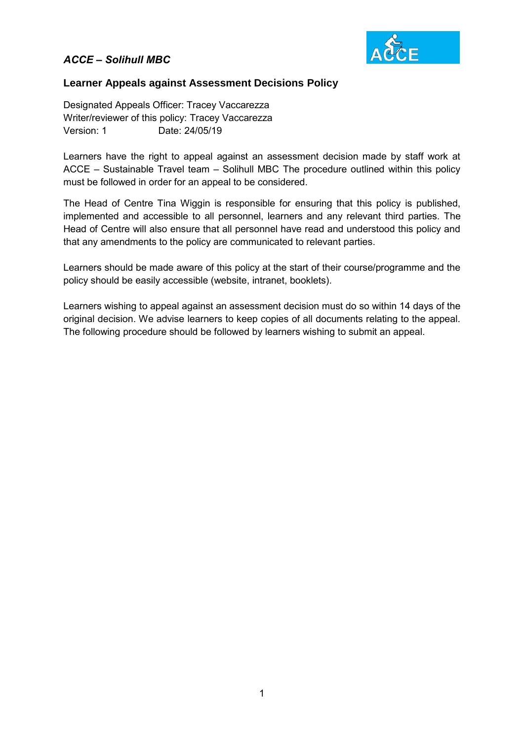*ACCE – Solihull MBC*

## Learner Appeals against Assessment Decisions Policy

Designated Appeals Officer: Tracey Vaccarezza
Writer/reviewer of this policy: Tracey Vaccarezza
Version: 1 Date: 24/05/19

Learners have the right to appeal against an assessment decision made by staff work at ACCE – Sustainable Travel team – Solihull MBC The procedure outlined within this policy must be followed in order for an appeal to be considered.

The Head of Centre Tina Wiggin is responsible for ensuring that this policy is published, implemented and accessible to all personnel, learners and any relevant third parties. The Head of Centre will also ensure that all personnel have read and understood this policy and that any amendments to the policy are communicated to relevant parties.

Learners should be made aware of this policy at the start of their course/programme and the policy should be easily accessible (website, intranet, booklets).

Learners wishing to appeal against an assessment decision must do so within 14 days of the original decision. We advise learners to keep copies of all documents relating to the appeal. The following procedure should be followed by learners wishing to submit an appeal.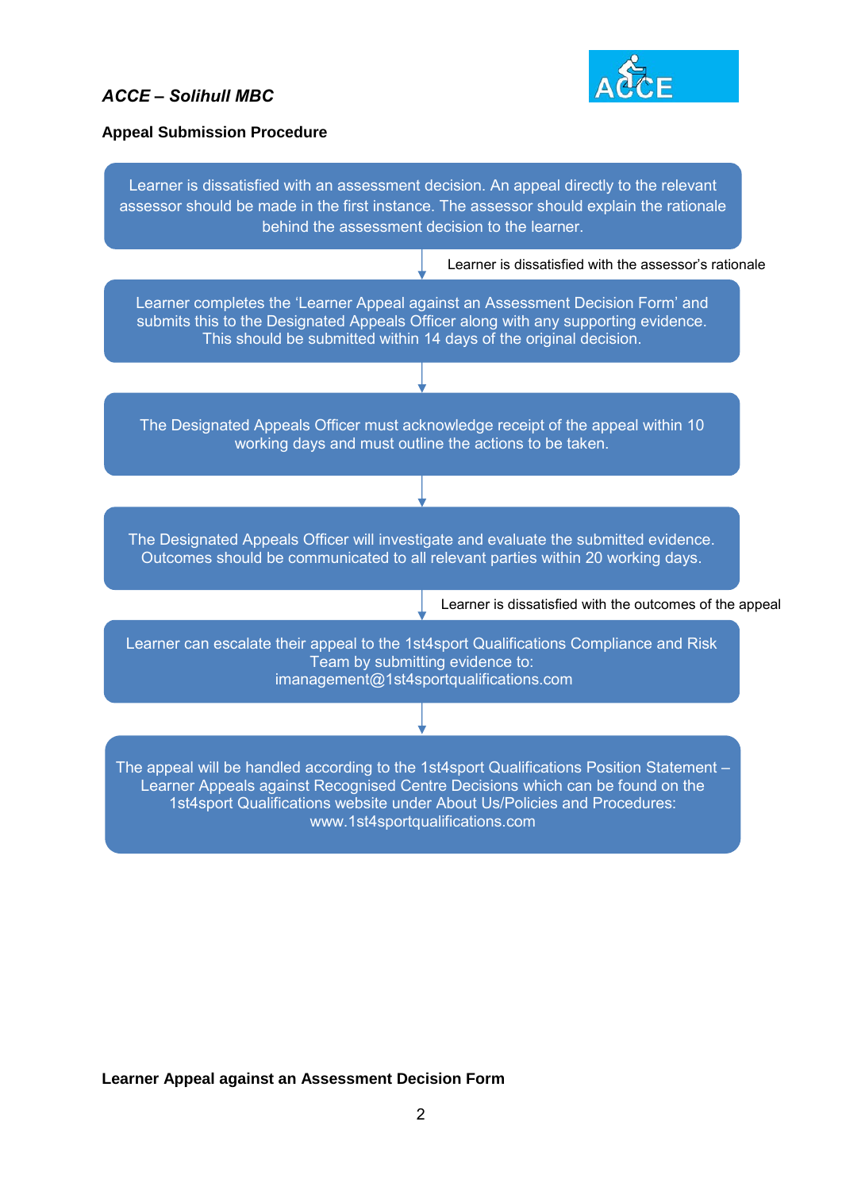*ACCE – Solihull MBC*

**Appeal Submission Procedure**

Learner is dissatisfied with an assessment decision. An appeal directly to the relevant assessor should be made in the first instance. The assessor should explain the rationale behind the assessment decision to the learner.

↓ Learner is dissatisfied with the assessor's rationale

Learner completes the 'Learner Appeal against an Assessment Decision Form' and submits this to the Designated Appeals Officer along with any supporting evidence. This should be submitted within 14 days of the original decision.

↓

The Designated Appeals Officer must acknowledge receipt of the appeal within 10 working days and must outline the actions to be taken.

↓

The Designated Appeals Officer will investigate and evaluate the submitted evidence. Outcomes should be communicated to all relevant parties within 20 working days.

↓ Learner is dissatisfied with the outcomes of the appeal

Learner can escalate their appeal to the 1st4sport Qualifications Compliance and Risk Team by submitting evidence to: imanagement@1st4sportqualifications.com

↓

The appeal will be handled according to the 1st4sport Qualifications Position Statement – Learner Appeals against Recognised Centre Decisions which can be found on the 1st4sport Qualifications website under About Us/Policies and Procedures: www.1st4sportqualifications.com

**Learner Appeal against an Assessment Decision Form**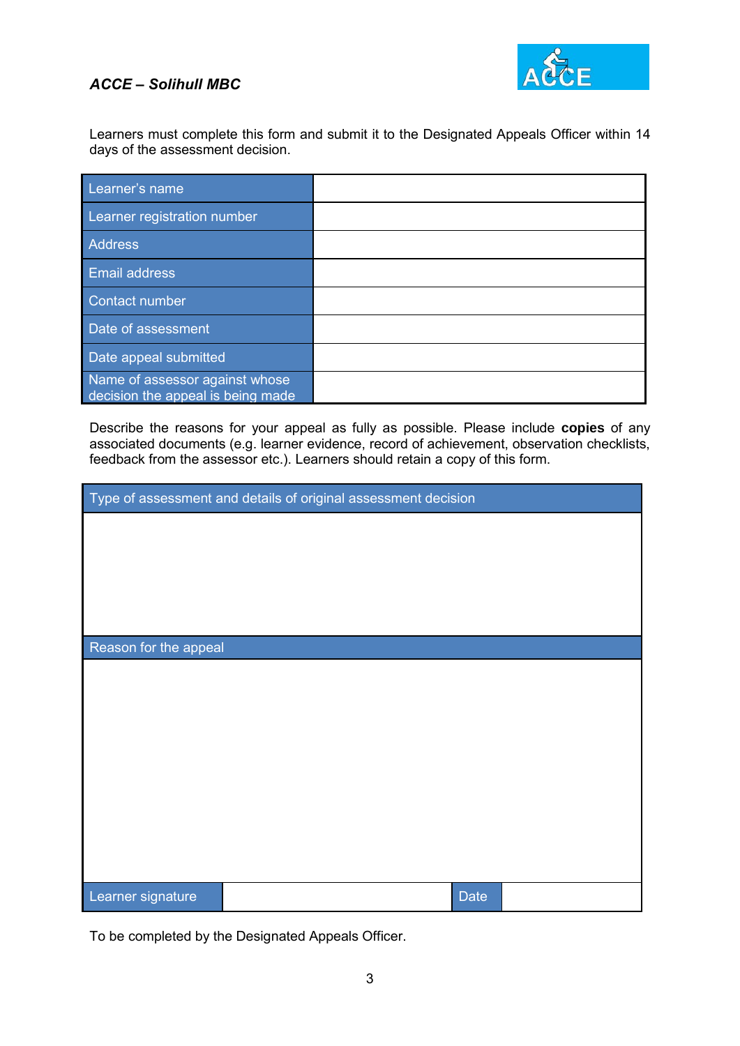*ACCE – Solihull MBC*

Learners must complete this form and submit it to the Designated Appeals Officer within 14 days of the assessment decision.

| | |
|---|---|
| Learner's name | |
| Learner registration number | |
| Address | |
| Email address | |
| Contact number | |
| Date of assessment | |
| Date appeal submitted | |
| Name of assessor against whose decision the appeal is being made | |

Describe the reasons for your appeal as fully as possible. Please include **copies** of any associated documents (e.g. learner evidence, record of achievement, observation checklists, feedback from the assessor etc.). Learners should retain a copy of this form.

| Type of assessment and details of original assessment decision | | | |
|---|---|---|---|
| | | | |
| **Reason for the appeal** | | | |
| | | | |
| Learner signature | | Date | |

To be completed by the Designated Appeals Officer.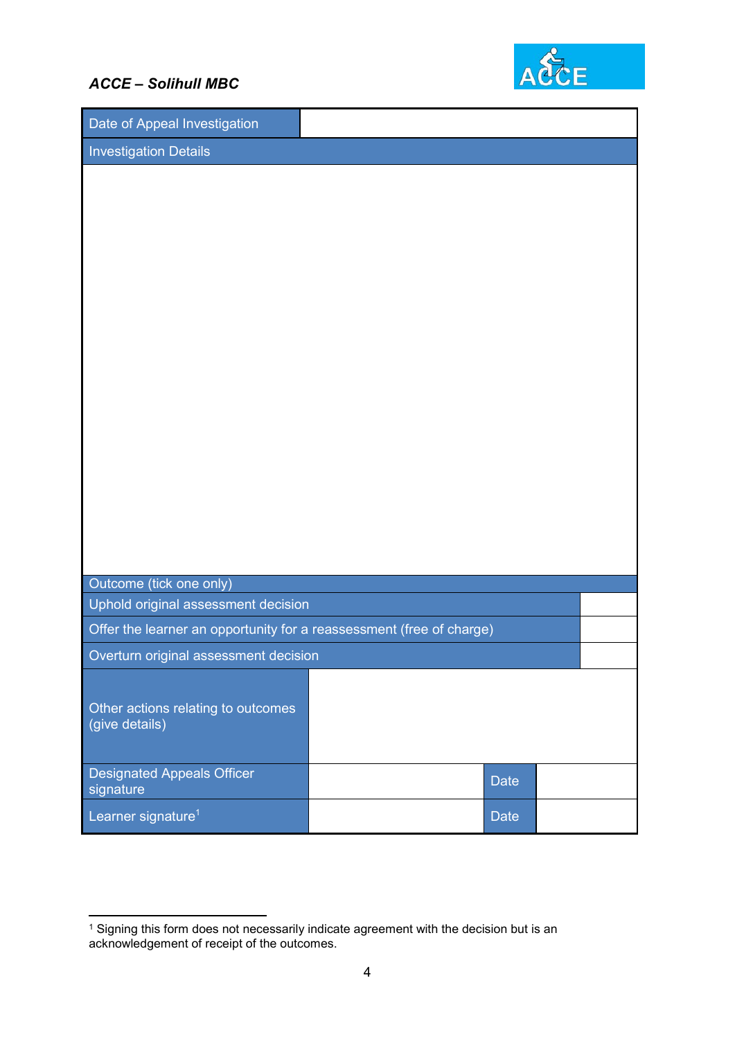| | | | |
|---|---|---|---|
| Date of Appeal Investigation | | | |
| Investigation Details | | | |
| | | | |
| Outcome (tick one only) | | | |
| Uphold original assessment decision | | | |
| Offer the learner an opportunity for a reassessment (free of charge) | | | |
| Overturn original assessment decision | | | |
| Other actions relating to outcomes (give details) | | | |
| Designated Appeals Officer signature | | Date | |
| Learner signature[1] | | Date | |

[1] Signing this form does not necessarily indicate agreement with the decision but is an acknowledgement of receipt of the outcomes.